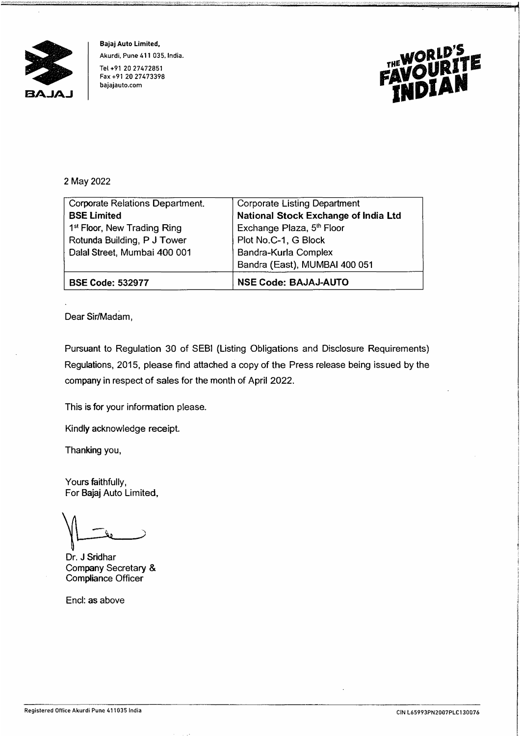**Bajaj Auto Limited,**
Akurdi, Pune 411 035, India.
Tel +91 20 27472851
Fax +91 20 27473398
bajajauto.com

THE WORLD'S FAVOURITE INDIAN

2 May 2022

| Corporate Relations Department.<br>**BSE Limited**<br>1st Floor, New Trading Ring<br>Rotunda Building, P J Tower<br>Dalal Street, Mumbai 400 001 | Corporate Listing Department<br>**National Stock Exchange of India Ltd**<br>Exchange Plaza, 5th Floor<br>Plot No.C-1, G Block<br>Bandra-Kurla Complex<br>Bandra (East), MUMBAI 400 051 |
|---|---|
| **BSE Code: 532977** | **NSE Code: BAJAJ-AUTO** |

Dear Sir/Madam,

Pursuant to Regulation 30 of SEBI (Listing Obligations and Disclosure Requirements) Regulations, 2015, please find attached a copy of the Press release being issued by the company in respect of sales for the month of April 2022.

This is for your information please.

Kindly acknowledge receipt.

Thanking you,

Yours faithfully,
For Bajaj Auto Limited,

Dr. J Sridhar
Company Secretary &
Compliance Officer

Encl: as above

Registered Office Akurdi Pune 411035 India

CIN L65993PN2007PLC130076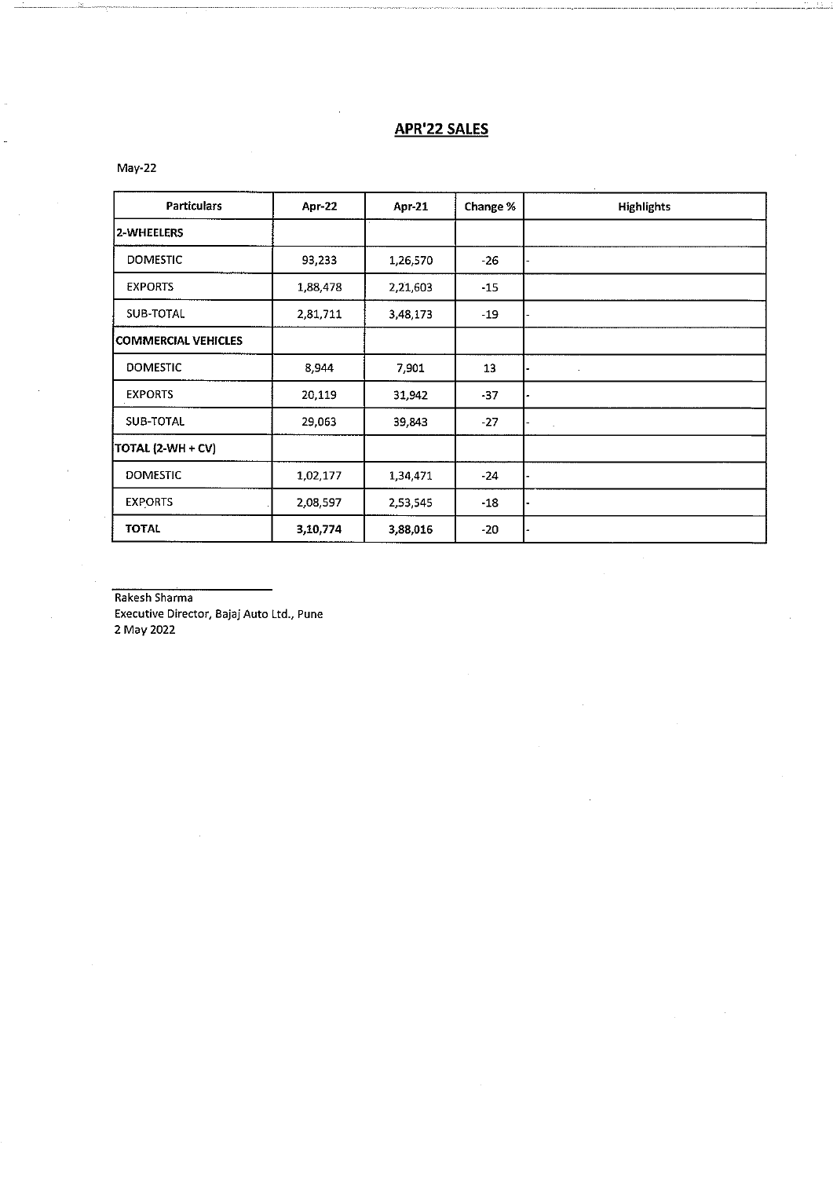## APR'22 SALES

May-22

| Particulars | Apr-22 | Apr-21 | Change % | Highlights |
|---|---|---|---|---|
| **2-WHEELERS** | | | | |
| DOMESTIC | 93,233 | 1,26,570 | -26 | - |
| EXPORTS | 1,88,478 | 2,21,603 | -15 | |
| SUB-TOTAL | 2,81,711 | 3,48,173 | -19 | - |
| **COMMERCIAL VEHICLES** | | | | |
| DOMESTIC | 8,944 | 7,901 | 13 | - |
| EXPORTS | 20,119 | 31,942 | -37 | - |
| SUB-TOTAL | 29,063 | 39,843 | -27 | - |
| **TOTAL (2-WH + CV)** | | | | |
| DOMESTIC | 1,02,177 | 1,34,471 | -24 | - |
| EXPORTS | 2,08,597 | 2,53,545 | -18 | - |
| **TOTAL** | **3,10,774** | **3,88,016** | -20 | - |

Rakesh Sharma
Executive Director, Bajaj Auto Ltd., Pune
2 May 2022